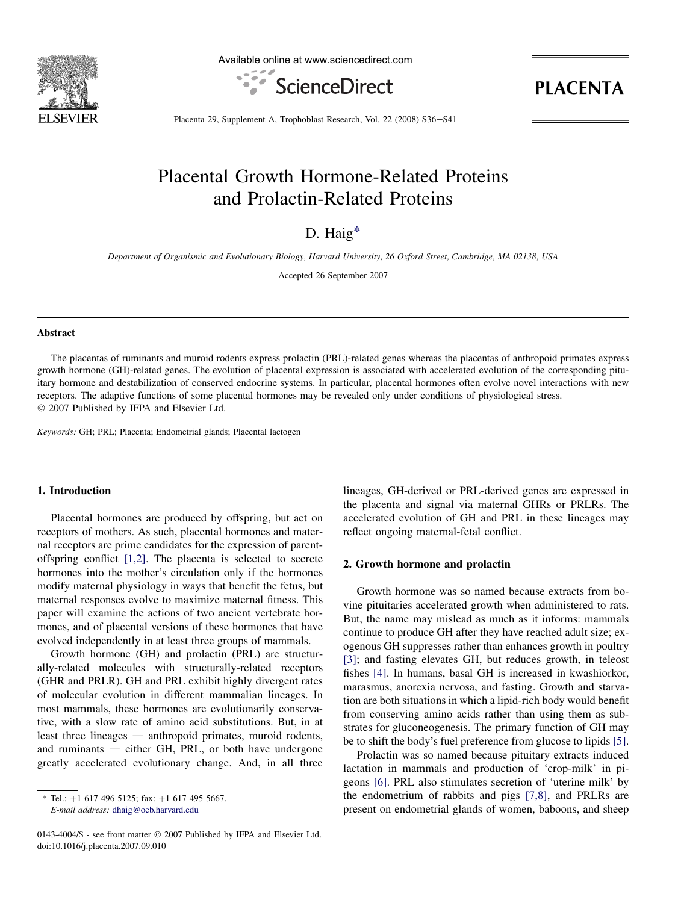# Placental Growth Hormone-Related Proteins and Prolactin-Related Proteins

D. Haig*

*Department of Organismic and Evolutionary Biology, Harvard University, 26 Oxford Street, Cambridge, MA 02138, USA*

Accepted 26 September 2007

## Abstract

The placentas of ruminants and muroid rodents express prolactin (PRL)-related genes whereas the placentas of anthropoid primates express growth hormone (GH)-related genes. The evolution of placental expression is associated with accelerated evolution of the corresponding pituitary hormone and destabilization of conserved endocrine systems. In particular, placental hormones often evolve novel interactions with new receptors. The adaptive functions of some placental hormones may be revealed only under conditions of physiological stress.

© 2007 Published by IFPA and Elsevier Ltd.

*Keywords:* GH; PRL; Placenta; Endometrial glands; Placental lactogen

## 1. Introduction

Placental hormones are produced by offspring, but act on receptors of mothers. As such, placental hormones and maternal receptors are prime candidates for the expression of parent-offspring conflict [1,2]. The placenta is selected to secrete hormones into the mother's circulation only if the hormones modify maternal physiology in ways that benefit the fetus, but maternal responses evolve to maximize maternal fitness. This paper will examine the actions of two ancient vertebrate hormones, and of placental versions of these hormones that have evolved independently in at least three groups of mammals.

Growth hormone (GH) and prolactin (PRL) are structurally-related molecules with structurally-related receptors (GHR and PRLR). GH and PRL exhibit highly divergent rates of molecular evolution in different mammalian lineages. In most mammals, these hormones are evolutionarily conservative, with a slow rate of amino acid substitutions. But, in at least three lineages — anthropoid primates, muroid rodents, and ruminants — either GH, PRL, or both have undergone greatly accelerated evolutionary change. And, in all three lineages, GH-derived or PRL-derived genes are expressed in the placenta and signal via maternal GHRs or PRLRs. The accelerated evolution of GH and PRL in these lineages may reflect ongoing maternal-fetal conflict.

## 2. Growth hormone and prolactin

Growth hormone was so named because extracts from bovine pituitaries accelerated growth when administered to rats. But, the name may mislead as much as it informs: mammals continue to produce GH after they have reached adult size; exogenous GH suppresses rather than enhances growth in poultry [3]; and fasting elevates GH, but reduces growth, in teleost fishes [4]. In humans, basal GH is increased in kwashiorkor, marasmus, anorexia nervosa, and fasting. Growth and starvation are both situations in which a lipid-rich body would benefit from conserving amino acids rather than using them as substrates for gluconeogenesis. The primary function of GH may be to shift the body's fuel preference from glucose to lipids [5].

Prolactin was so named because pituitary extracts induced lactation in mammals and production of 'crop-milk' in pigeons [6]. PRL also stimulates secretion of 'uterine milk' by the endometrium of rabbits and pigs [7,8], and PRLRs are present on endometrial glands of women, baboons, and sheep

* Tel.: +1 617 496 5125; fax: +1 617 495 5667.
*E-mail address:* dhaig@oeb.harvard.edu

0143-4004/$ - see front matter © 2007 Published by IFPA and Elsevier Ltd.
doi:10.1016/j.placenta.2007.09.010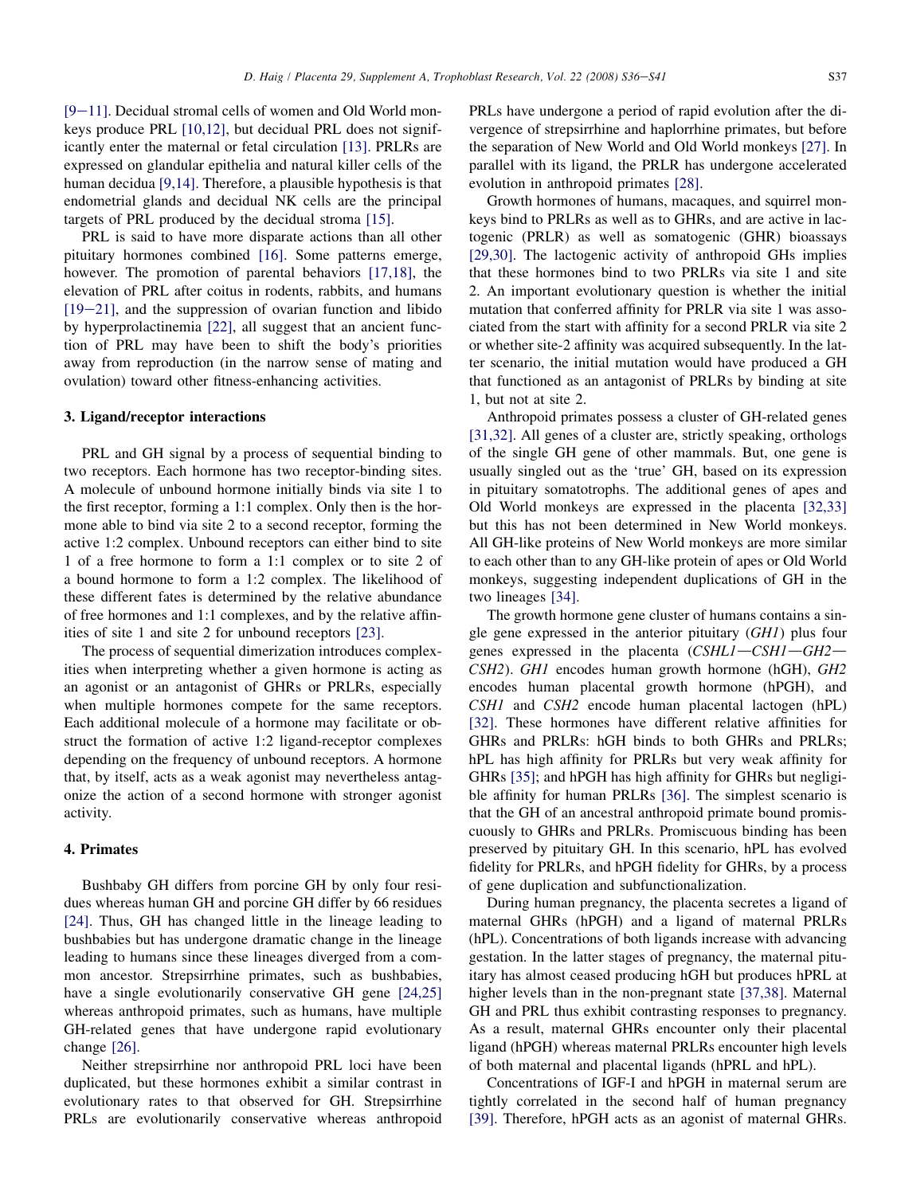[9–11]. Decidual stromal cells of women and Old World monkeys produce PRL [10,12], but decidual PRL does not significantly enter the maternal or fetal circulation [13]. PRLRs are expressed on glandular epithelia and natural killer cells of the human decidua [9,14]. Therefore, a plausible hypothesis is that endometrial glands and decidual NK cells are the principal targets of PRL produced by the decidual stroma [15].

PRL is said to have more disparate actions than all other pituitary hormones combined [16]. Some patterns emerge, however. The promotion of parental behaviors [17,18], the elevation of PRL after coitus in rodents, rabbits, and humans [19–21], and the suppression of ovarian function and libido by hyperprolactinemia [22], all suggest that an ancient function of PRL may have been to shift the body's priorities away from reproduction (in the narrow sense of mating and ovulation) toward other fitness-enhancing activities.

## 3. Ligand/receptor interactions

PRL and GH signal by a process of sequential binding to two receptors. Each hormone has two receptor-binding sites. A molecule of unbound hormone initially binds via site 1 to the first receptor, forming a 1:1 complex. Only then is the hormone able to bind via site 2 to a second receptor, forming the active 1:2 complex. Unbound receptors can either bind to site 1 of a free hormone to form a 1:1 complex or to site 2 of a bound hormone to form a 1:2 complex. The likelihood of these different fates is determined by the relative abundance of free hormones and 1:1 complexes, and by the relative affinities of site 1 and site 2 for unbound receptors [23].

The process of sequential dimerization introduces complexities when interpreting whether a given hormone is acting as an agonist or an antagonist of GHRs or PRLRs, especially when multiple hormones compete for the same receptors. Each additional molecule of a hormone may facilitate or obstruct the formation of active 1:2 ligand-receptor complexes depending on the frequency of unbound receptors. A hormone that, by itself, acts as a weak agonist may nevertheless antagonize the action of a second hormone with stronger agonist activity.

## 4. Primates

Bushbaby GH differs from porcine GH by only four residues whereas human GH and porcine GH differ by 66 residues [24]. Thus, GH has changed little in the lineage leading to bushbabies but has undergone dramatic change in the lineage leading to humans since these lineages diverged from a common ancestor. Strepsirrhine primates, such as bushbabies, have a single evolutionarily conservative GH gene [24,25] whereas anthropoid primates, such as humans, have multiple GH-related genes that have undergone rapid evolutionary change [26].

Neither strepsirrhine nor anthropoid PRL loci have been duplicated, but these hormones exhibit a similar contrast in evolutionary rates to that observed for GH. Strepsirrhine PRLs are evolutionarily conservative whereas anthropoid PRLs have undergone a period of rapid evolution after the divergence of strepsirrhine and haplorrhine primates, but before the separation of New World and Old World monkeys [27]. In parallel with its ligand, the PRLR has undergone accelerated evolution in anthropoid primates [28].

Growth hormones of humans, macaques, and squirrel monkeys bind to PRLRs as well as to GHRs, and are active in lactogenic (PRLR) as well as somatogenic (GHR) bioassays [29,30]. The lactogenic activity of anthropoid GHs implies that these hormones bind to two PRLRs via site 1 and site 2. An important evolutionary question is whether the initial mutation that conferred affinity for PRLR via site 1 was associated from the start with affinity for a second PRLR via site 2 or whether site-2 affinity was acquired subsequently. In the latter scenario, the initial mutation would have produced a GH that functioned as an antagonist of PRLRs by binding at site 1, but not at site 2.

Anthropoid primates possess a cluster of GH-related genes [31,32]. All genes of a cluster are, strictly speaking, orthologs of the single GH gene of other mammals. But, one gene is usually singled out as the 'true' GH, based on its expression in pituitary somatotrophs. The additional genes of apes and Old World monkeys are expressed in the placenta [32,33] but this has not been determined in New World monkeys. All GH-like proteins of New World monkeys are more similar to each other than to any GH-like protein of apes or Old World monkeys, suggesting independent duplications of GH in the two lineages [34].

The growth hormone gene cluster of humans contains a single gene expressed in the anterior pituitary (*GH1*) plus four genes expressed in the placenta (*CSHL1—CSH1—GH2—CSH2*). *GH1* encodes human growth hormone (hGH), *GH2* encodes human placental growth hormone (hPGH), and *CSH1* and *CSH2* encode human placental lactogen (hPL) [32]. These hormones have different relative affinities for GHRs and PRLRs: hGH binds to both GHRs and PRLRs; hPL has high affinity for PRLRs but very weak affinity for GHRs [35]; and hPGH has high affinity for GHRs but negligible affinity for human PRLRs [36]. The simplest scenario is that the GH of an ancestral anthropoid primate bound promiscuously to GHRs and PRLRs. Promiscuous binding has been preserved by pituitary GH. In this scenario, hPL has evolved fidelity for PRLRs, and hPGH fidelity for GHRs, by a process of gene duplication and subfunctionalization.

During human pregnancy, the placenta secretes a ligand of maternal GHRs (hPGH) and a ligand of maternal PRLRs (hPL). Concentrations of both ligands increase with advancing gestation. In the latter stages of pregnancy, the maternal pituitary has almost ceased producing hGH but produces hPRL at higher levels than in the non-pregnant state [37,38]. Maternal GH and PRL thus exhibit contrasting responses to pregnancy. As a result, maternal GHRs encounter only their placental ligand (hPGH) whereas maternal PRLRs encounter high levels of both maternal and placental ligands (hPRL and hPL).

Concentrations of IGF-I and hPGH in maternal serum are tightly correlated in the second half of human pregnancy [39]. Therefore, hPGH acts as an agonist of maternal GHRs.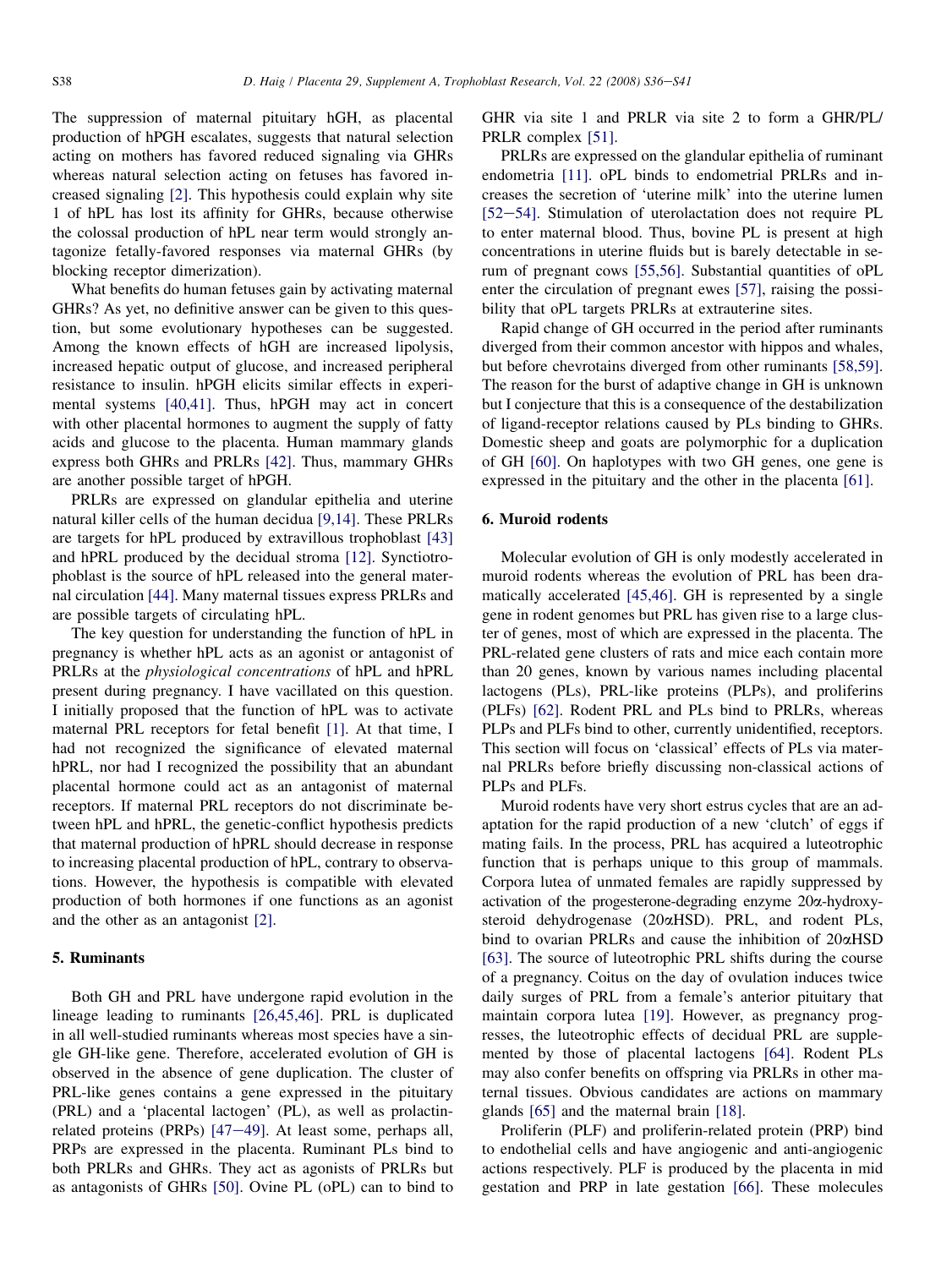The suppression of maternal pituitary hGH, as placental production of hPGH escalates, suggests that natural selection acting on mothers has favored reduced signaling via GHRs whereas natural selection acting on fetuses has favored increased signaling [2]. This hypothesis could explain why site 1 of hPL has lost its affinity for GHRs, because otherwise the colossal production of hPL near term would strongly antagonize fetally-favored responses via maternal GHRs (by blocking receptor dimerization).

What benefits do human fetuses gain by activating maternal GHRs? As yet, no definitive answer can be given to this question, but some evolutionary hypotheses can be suggested. Among the known effects of hGH are increased lipolysis, increased hepatic output of glucose, and increased peripheral resistance to insulin. hPGH elicits similar effects in experimental systems [40,41]. Thus, hPGH may act in concert with other placental hormones to augment the supply of fatty acids and glucose to the placenta. Human mammary glands express both GHRs and PRLRs [42]. Thus, mammary GHRs are another possible target of hPGH.

PRLRs are expressed on glandular epithelia and uterine natural killer cells of the human decidua [9,14]. These PRLRs are targets for hPL produced by extravillous trophoblast [43] and hPRL produced by the decidual stroma [12]. Synctiotrophoblast is the source of hPL released into the general maternal circulation [44]. Many maternal tissues express PRLRs and are possible targets of circulating hPL.

The key question for understanding the function of hPL in pregnancy is whether hPL acts as an agonist or antagonist of PRLRs at the *physiological concentrations* of hPL and hPRL present during pregnancy. I have vacillated on this question. I initially proposed that the function of hPL was to activate maternal PRL receptors for fetal benefit [1]. At that time, I had not recognized the significance of elevated maternal hPRL, nor had I recognized the possibility that an abundant placental hormone could act as an antagonist of maternal receptors. If maternal PRL receptors do not discriminate between hPL and hPRL, the genetic-conflict hypothesis predicts that maternal production of hPRL should decrease in response to increasing placental production of hPL, contrary to observations. However, the hypothesis is compatible with elevated production of both hormones if one functions as an agonist and the other as an antagonist [2].

## 5. Ruminants

Both GH and PRL have undergone rapid evolution in the lineage leading to ruminants [26,45,46]. PRL is duplicated in all well-studied ruminants whereas most species have a single GH-like gene. Therefore, accelerated evolution of GH is observed in the absence of gene duplication. The cluster of PRL-like genes contains a gene expressed in the pituitary (PRL) and a 'placental lactogen' (PL), as well as prolactin-related proteins (PRPs) [47–49]. At least some, perhaps all, PRPs are expressed in the placenta. Ruminant PLs bind to both PRLRs and GHRs. They act as agonists of PRLRs but as antagonists of GHRs [50]. Ovine PL (oPL) can to bind to GHR via site 1 and PRLR via site 2 to form a GHR/PL/PRLR complex [51].

PRLRs are expressed on the glandular epithelia of ruminant endometria [11]. oPL binds to endometrial PRLRs and increases the secretion of 'uterine milk' into the uterine lumen [52–54]. Stimulation of uterolactation does not require PL to enter maternal blood. Thus, bovine PL is present at high concentrations in uterine fluids but is barely detectable in serum of pregnant cows [55,56]. Substantial quantities of oPL enter the circulation of pregnant ewes [57], raising the possibility that oPL targets PRLRs at extrauterine sites.

Rapid change of GH occurred in the period after ruminants diverged from their common ancestor with hippos and whales, but before chevrotains diverged from other ruminants [58,59]. The reason for the burst of adaptive change in GH is unknown but I conjecture that this is a consequence of the destabilization of ligand-receptor relations caused by PLs binding to GHRs. Domestic sheep and goats are polymorphic for a duplication of GH [60]. On haplotypes with two GH genes, one gene is expressed in the pituitary and the other in the placenta [61].

## 6. Muroid rodents

Molecular evolution of GH is only modestly accelerated in muroid rodents whereas the evolution of PRL has been dramatically accelerated [45,46]. GH is represented by a single gene in rodent genomes but PRL has given rise to a large cluster of genes, most of which are expressed in the placenta. The PRL-related gene clusters of rats and mice each contain more than 20 genes, known by various names including placental lactogens (PLs), PRL-like proteins (PLPs), and proliferins (PLFs) [62]. Rodent PRL and PLs bind to PRLRs, whereas PLPs and PLFs bind to other, currently unidentified, receptors. This section will focus on 'classical' effects of PLs via maternal PRLRs before briefly discussing non-classical actions of PLPs and PLFs.

Muroid rodents have very short estrus cycles that are an adaptation for the rapid production of a new 'clutch' of eggs if mating fails. In the process, PRL has acquired a luteotrophic function that is perhaps unique to this group of mammals. Corpora lutea of unmated females are rapidly suppressed by activation of the progesterone-degrading enzyme 20α-hydroxysteroid dehydrogenase (20αHSD). PRL, and rodent PLs, bind to ovarian PRLRs and cause the inhibition of 20αHSD [63]. The source of luteotrophic PRL shifts during the course of a pregnancy. Coitus on the day of ovulation induces twice daily surges of PRL from a female's anterior pituitary that maintain corpora lutea [19]. However, as pregnancy progresses, the luteotrophic effects of decidual PRL are supplemented by those of placental lactogens [64]. Rodent PLs may also confer benefits on offspring via PRLRs in other maternal tissues. Obvious candidates are actions on mammary glands [65] and the maternal brain [18].

Proliferin (PLF) and proliferin-related protein (PRP) bind to endothelial cells and have angiogenic and anti-angiogenic actions respectively. PLF is produced by the placenta in mid gestation and PRP in late gestation [66]. These molecules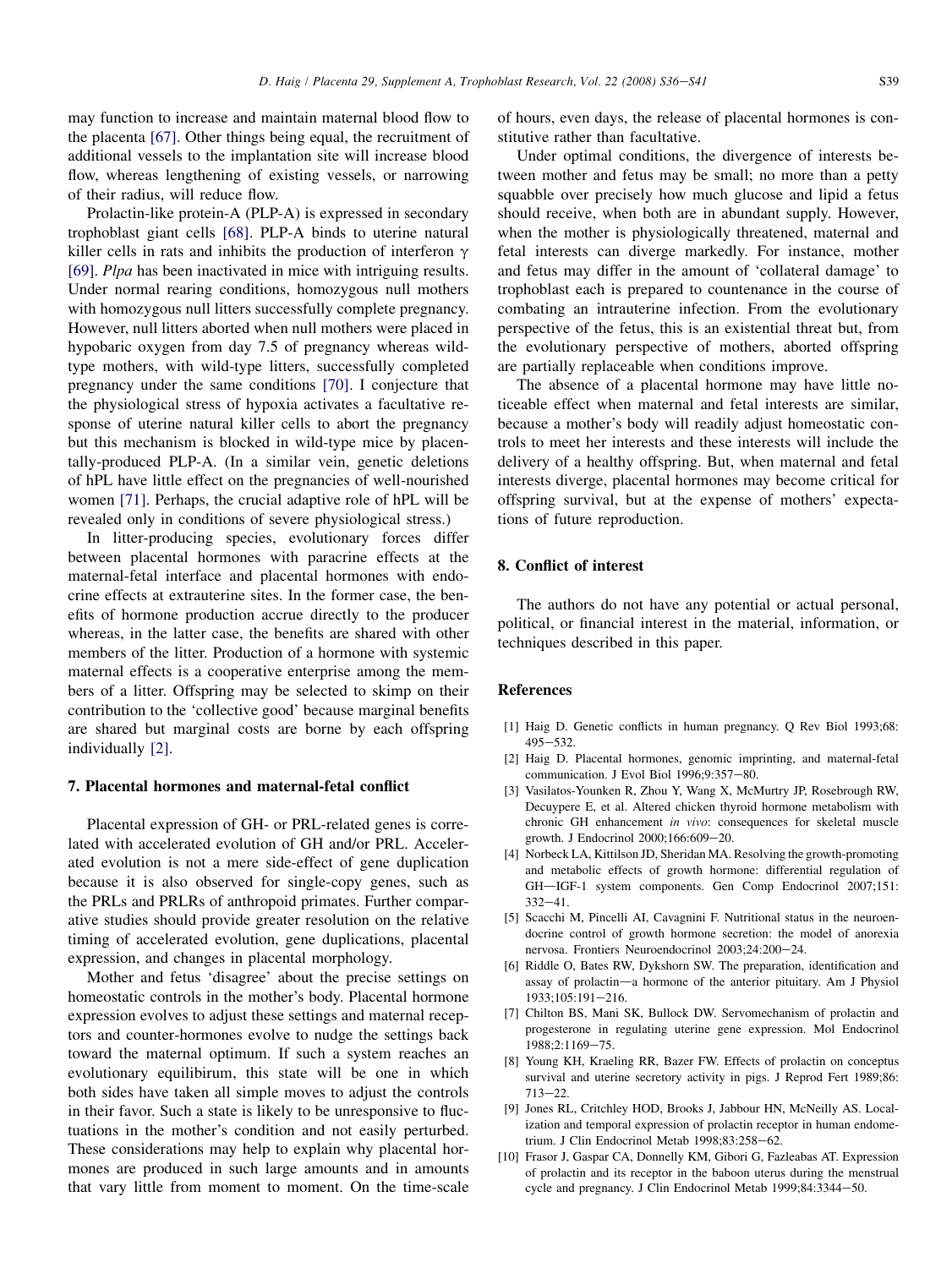may function to increase and maintain maternal blood flow to the placenta [67]. Other things being equal, the recruitment of additional vessels to the implantation site will increase blood flow, whereas lengthening of existing vessels, or narrowing of their radius, will reduce flow.

Prolactin-like protein-A (PLP-A) is expressed in secondary trophoblast giant cells [68]. PLP-A binds to uterine natural killer cells in rats and inhibits the production of interferon $\gamma$ [69]. *Plpa* has been inactivated in mice with intriguing results. Under normal rearing conditions, homozygous null mothers with homozygous null litters successfully complete pregnancy. However, null litters aborted when null mothers were placed in hypobaric oxygen from day 7.5 of pregnancy whereas wild-type mothers, with wild-type litters, successfully completed pregnancy under the same conditions [70]. I conjecture that the physiological stress of hypoxia activates a facultative response of uterine natural killer cells to abort the pregnancy but this mechanism is blocked in wild-type mice by placentally-produced PLP-A. (In a similar vein, genetic deletions of hPL have little effect on the pregnancies of well-nourished women [71]. Perhaps, the crucial adaptive role of hPL will be revealed only in conditions of severe physiological stress.)

In litter-producing species, evolutionary forces differ between placental hormones with paracrine effects at the maternal-fetal interface and placental hormones with endocrine effects at extrauterine sites. In the former case, the benefits of hormone production accrue directly to the producer whereas, in the latter case, the benefits are shared with other members of the litter. Production of a hormone with systemic maternal effects is a cooperative enterprise among the members of a litter. Offspring may be selected to skimp on their contribution to the 'collective good' because marginal benefits are shared but marginal costs are borne by each offspring individually [2].

## 7. Placental hormones and maternal-fetal conflict

Placental expression of GH- or PRL-related genes is correlated with accelerated evolution of GH and/or PRL. Accelerated evolution is not a mere side-effect of gene duplication because it is also observed for single-copy genes, such as the PRLs and PRLRs of anthropoid primates. Further comparative studies should provide greater resolution on the relative timing of accelerated evolution, gene duplications, placental expression, and changes in placental morphology.

Mother and fetus 'disagree' about the precise settings on homeostatic controls in the mother's body. Placental hormone expression evolves to adjust these settings and maternal receptors and counter-hormones evolve to nudge the settings back toward the maternal optimum. If such a system reaches an evolutionary equilibirum, this state will be one in which both sides have taken all simple moves to adjust the controls in their favor. Such a state is likely to be unresponsive to fluctuations in the mother's condition and not easily perturbed. These considerations may help to explain why placental hormones are produced in such large amounts and in amounts that vary little from moment to moment. On the time-scale of hours, even days, the release of placental hormones is constitutive rather than facultative.

Under optimal conditions, the divergence of interests between mother and fetus may be small; no more than a petty squabble over precisely how much glucose and lipid a fetus should receive, when both are in abundant supply. However, when the mother is physiologically threatened, maternal and fetal interests can diverge markedly. For instance, mother and fetus may differ in the amount of 'collateral damage' to trophoblast each is prepared to countenance in the course of combating an intrauterine infection. From the evolutionary perspective of the fetus, this is an existential threat but, from the evolutionary perspective of mothers, aborted offspring are partially replaceable when conditions improve.

The absence of a placental hormone may have little noticeable effect when maternal and fetal interests are similar, because a mother's body will readily adjust homeostatic controls to meet her interests and these interests will include the delivery of a healthy offspring. But, when maternal and fetal interests diverge, placental hormones may become critical for offspring survival, but at the expense of mothers' expectations of future reproduction.

## 8. Conflict of interest

The authors do not have any potential or actual personal, political, or financial interest in the material, information, or techniques described in this paper.

## References

[1] Haig D. Genetic conflicts in human pregnancy. Q Rev Biol 1993;68: 495–532.

[2] Haig D. Placental hormones, genomic imprinting, and maternal-fetal communication. J Evol Biol 1996;9:357–80.

[3] Vasilatos-Younken R, Zhou Y, Wang X, McMurtry JP, Rosebrough RW, Decuypere E, et al. Altered chicken thyroid hormone metabolism with chronic GH enhancement *in vivo*: consequences for skeletal muscle growth. J Endocrinol 2000;166:609–20.

[4] Norbeck LA, Kittilson JD, Sheridan MA. Resolving the growth-promoting and metabolic effects of growth hormone: differential regulation of GH—IGF-1 system components. Gen Comp Endocrinol 2007;151: 332–41.

[5] Scacchi M, Pincelli AI, Cavagnini F. Nutritional status in the neuroendocrine control of growth hormone secretion: the model of anorexia nervosa. Frontiers Neuroendocrinol 2003;24:200–24.

[6] Riddle O, Bates RW, Dykshorn SW. The preparation, identification and assay of prolactin—a hormone of the anterior pituitary. Am J Physiol 1933;105:191–216.

[7] Chilton BS, Mani SK, Bullock DW. Servomechanism of prolactin and progesterone in regulating uterine gene expression. Mol Endocrinol 1988;2:1169–75.

[8] Young KH, Kraeling RR, Bazer FW. Effects of prolactin on conceptus survival and uterine secretory activity in pigs. J Reprod Fert 1989;86: 713–22.

[9] Jones RL, Critchley HOD, Brooks J, Jabbour HN, McNeilly AS. Localization and temporal expression of prolactin receptor in human endometrium. J Clin Endocrinol Metab 1998;83:258–62.

[10] Frasor J, Gaspar CA, Donnelly KM, Gibori G, Fazleabas AT. Expression of prolactin and its receptor in the baboon uterus during the menstrual cycle and pregnancy. J Clin Endocrinol Metab 1999;84:3344–50.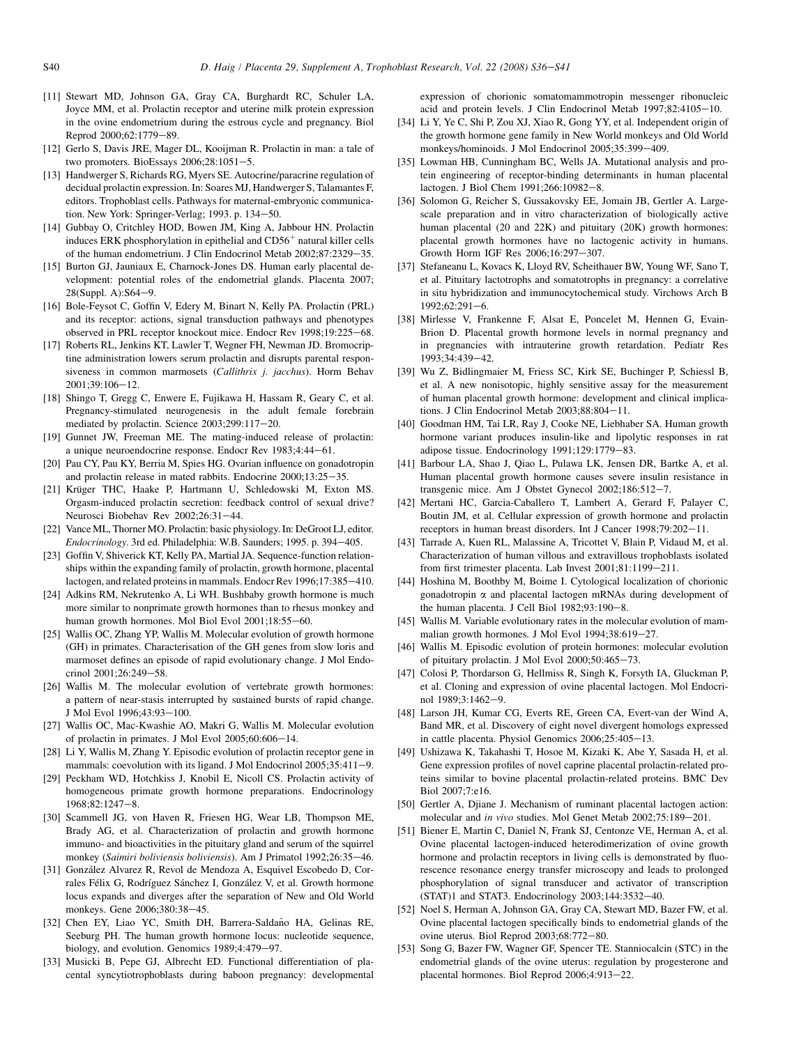[11] Stewart MD, Johnson GA, Gray CA, Burghardt RC, Schuler LA, Joyce MM, et al. Prolactin receptor and uterine milk protein expression in the ovine endometrium during the estrous cycle and pregnancy. Biol Reprod 2000;62:1779–89.

[12] Gerlo S, Davis JRE, Mager DL, Kooijman R. Prolactin in man: a tale of two promoters. BioEssays 2006;28:1051–5.

[13] Handwerger S, Richards RG, Myers SE. Autocrine/paracrine regulation of decidual prolactin expression. In: Soares MJ, Handwerger S, Talamantes F, editors. Trophoblast cells. Pathways for maternal-embryonic communication. New York: Springer-Verlag; 1993. p. 134–50.

[14] Gubbay O, Critchley HOD, Bowen JM, King A, Jabbour HN. Prolactin induces ERK phosphorylation in epithelial and $CD56^{+}$ natural killer cells of the human endometrium. J Clin Endocrinol Metab 2002;87:2329–35.

[15] Burton GJ, Jauniaux E, Charnock-Jones DS. Human early placental development: potential roles of the endometrial glands. Placenta 2007; 28(Suppl. A):S64–9.

[16] Bole-Feysot C, Goffin V, Edery M, Binart N, Kelly PA. Prolactin (PRL) and its receptor: actions, signal transduction pathways and phenotypes observed in PRL receptor knockout mice. Endocr Rev 1998;19:225–68.

[17] Roberts RL, Jenkins KT, Lawler T, Wegner FH, Newman JD. Bromocriptine administration lowers serum prolactin and disrupts parental responsiveness in common marmosets (*Callithrix j. jacchus*). Horm Behav 2001;39:106–12.

[18] Shingo T, Gregg C, Enwere E, Fujikawa H, Hassam R, Geary C, et al. Pregnancy-stimulated neurogenesis in the adult female forebrain mediated by prolactin. Science 2003;299:117–20.

[19] Gunnet JW, Freeman ME. The mating-induced release of prolactin: a unique neuroendocrine response. Endocr Rev 1983;4:44–61.

[20] Pau CY, Pau KY, Berria M, Spies HG. Ovarian influence on gonadotropin and prolactin release in mated rabbits. Endocrine 2000;13:25–35.

[21] Krüger THC, Haake P, Hartmann U, Schledowski M, Exton MS. Orgasm-induced prolactin secretion: feedback control of sexual drive? Neurosci Biobehav Rev 2002;26:31–44.

[22] Vance ML, Thorner MO. Prolactin: basic physiology. In: DeGroot LJ, editor. *Endocrinology*. 3rd ed. Philadelphia: W.B. Saunders; 1995. p. 394–405.

[23] Goffin V, Shiverick KT, Kelly PA, Martial JA. Sequence-function relationships within the expanding family of prolactin, growth hormone, placental lactogen, and related proteins in mammals. Endocr Rev 1996;17:385–410.

[24] Adkins RM, Nekrutenko A, Li WH. Bushbaby growth hormone is much more similar to nonprimate growth hormones than to rhesus monkey and human growth hormones. Mol Biol Evol 2001;18:55–60.

[25] Wallis OC, Zhang YP, Wallis M. Molecular evolution of growth hormone (GH) in primates. Characterisation of the GH genes from slow loris and marmoset defines an episode of rapid evolutionary change. J Mol Endocrinol 2001;26:249–58.

[26] Wallis M. The molecular evolution of vertebrate growth hormones: a pattern of near-stasis interrupted by sustained bursts of rapid change. J Mol Evol 1996;43:93–100.

[27] Wallis OC, Mac-Kwashie AO, Makri G, Wallis M. Molecular evolution of prolactin in primates. J Mol Evol 2005;60:606–14.

[28] Li Y, Wallis M, Zhang Y. Episodic evolution of prolactin receptor gene in mammals: coevolution with its ligand. J Mol Endocrinol 2005;35:411–9.

[29] Peckham WD, Hotchkiss J, Knobil E, Nicoll CS. Prolactin activity of homogeneous primate growth hormone preparations. Endocrinology 1968;82:1247–8.

[30] Scammell JG, von Haven R, Friesen HG, Wear LB, Thompson ME, Brady AG, et al. Characterization of prolactin and growth hormone immuno- and bioactivities in the pituitary gland and serum of the squirrel monkey (*Saimiri boliviensis boliviensis*). Am J Primatol 1992;26:35–46.

[31] González Alvarez R, Revol de Mendoza A, Esquivel Escobedo D, Corrales Félix G, Rodríguez Sánchez I, González V, et al. Growth hormone locus expands and diverges after the separation of New and Old World monkeys. Gene 2006;380:38–45.

[32] Chen EY, Liao YC, Smith DH, Barrera-Saldaño HA, Gelinas RE, Seeburg PH. The human growth hormone locus: nucleotide sequence, biology, and evolution. Genomics 1989;4:479–97.

[33] Musicki B, Pepe GJ, Albrecht ED. Functional differentiation of placental syncytiotrophoblasts during baboon pregnancy: developmental expression of chorionic somatomammotropin messenger ribonucleic acid and protein levels. J Clin Endocrinol Metab 1997;82:4105–10.

[34] Li Y, Ye C, Shi P, Zou XJ, Xiao R, Gong YY, et al. Independent origin of the growth hormone gene family in New World monkeys and Old World monkeys/hominoids. J Mol Endocrinol 2005;35:399–409.

[35] Lowman HB, Cunningham BC, Wells JA. Mutational analysis and protein engineering of receptor-binding determinants in human placental lactogen. J Biol Chem 1991;266:10982–8.

[36] Solomon G, Reicher S, Gussakovsky EE, Jomain JB, Gertler A. Large-scale preparation and in vitro characterization of biologically active human placental (20 and 22K) and pituitary (20K) growth hormones: placental growth hormones have no lactogenic activity in humans. Growth Horm IGF Res 2006;16:297–307.

[37] Stefaneanu L, Kovacs K, Lloyd RV, Scheithauer BW, Young WF, Sano T, et al. Pituitary lactotrophs and somatotrophs in pregnancy: a correlative in situ hybridization and immunocytochemical study. Virchows Arch B 1992;62:291–6.

[38] Mirlesse V, Frankenne F, Alsat E, Poncelet M, Hennen G, Evain-Brion D. Placental growth hormone levels in normal pregnancy and in pregnancies with intrauterine growth retardation. Pediatr Res 1993;34:439–42.

[39] Wu Z, Bidlingmaier M, Friess SC, Kirk SE, Buchinger P, Schiessl B, et al. A new nonisotopic, highly sensitive assay for the measurement of human placental growth hormone: development and clinical implications. J Clin Endocrinol Metab 2003;88:804–11.

[40] Goodman HM, Tai LR, Ray J, Cooke NE, Liebhaber SA. Human growth hormone variant produces insulin-like and lipolytic responses in rat adipose tissue. Endocrinology 1991;129:1779–83.

[41] Barbour LA, Shao J, Qiao L, Pulawa LK, Jensen DR, Bartke A, et al. Human placental growth hormone causes severe insulin resistance in transgenic mice. Am J Obstet Gynecol 2002;186:512–7.

[42] Mertani HC, Garcia-Caballero T, Lambert A, Gerard F, Palayer C, Boutin JM, et al. Cellular expression of growth hormone and prolactin receptors in human breast disorders. Int J Cancer 1998;79:202–11.

[43] Tarrade A, Kuen RL, Malassine A, Tricottet V, Blain P, Vidaud M, et al. Characterization of human villous and extravillous trophoblasts isolated from first trimester placenta. Lab Invest 2001;81:1199–211.

[44] Hoshina M, Boothby M, Boime I. Cytological localization of chorionic gonadotropin α and placental lactogen mRNAs during development of the human placenta. J Cell Biol 1982;93:190–8.

[45] Wallis M. Variable evolutionary rates in the molecular evolution of mammalian growth hormones. J Mol Evol 1994;38:619–27.

[46] Wallis M. Episodic evolution of protein hormones: molecular evolution of pituitary prolactin. J Mol Evol 2000;50:465–73.

[47] Colosi P, Thordarson G, Hellmiss R, Singh K, Forsyth IA, Gluckman P, et al. Cloning and expression of ovine placental lactogen. Mol Endocrinol 1989;3:1462–9.

[48] Larson JH, Kumar CG, Everts RE, Green CA, Evert-van der Wind A, Band MR, et al. Discovery of eight novel divergent homologs expressed in cattle placenta. Physiol Genomics 2006;25:405–13.

[49] Ushizawa K, Takahashi T, Hosoe M, Kizaki K, Abe Y, Sasada H, et al. Gene expression profiles of novel caprine placental prolactin-related proteins similar to bovine placental prolactin-related proteins. BMC Dev Biol 2007;7:e16.

[50] Gertler A, Djiane J. Mechanism of ruminant placental lactogen action: molecular and *in vivo* studies. Mol Genet Metab 2002;75:189–201.

[51] Biener E, Martin C, Daniel N, Frank SJ, Centonze VE, Herman A, et al. Ovine placental lactogen-induced heterodimerization of ovine growth hormone and prolactin receptors in living cells is demonstrated by fluorescence resonance energy transfer microscopy and leads to prolonged phosphorylation of signal transducer and activator of transcription (STAT)1 and STAT3. Endocrinology 2003;144:3532–40.

[52] Noel S, Herman A, Johnson GA, Gray CA, Stewart MD, Bazer FW, et al. Ovine placental lactogen specifically binds to endometrial glands of the ovine uterus. Biol Reprod 2003;68:772–80.

[53] Song G, Bazer FW, Wagner GF, Spencer TE. Stanniocalcin (STC) in the endometrial glands of the ovine uterus: regulation by progesterone and placental hormones. Biol Reprod 2006;4:913–22.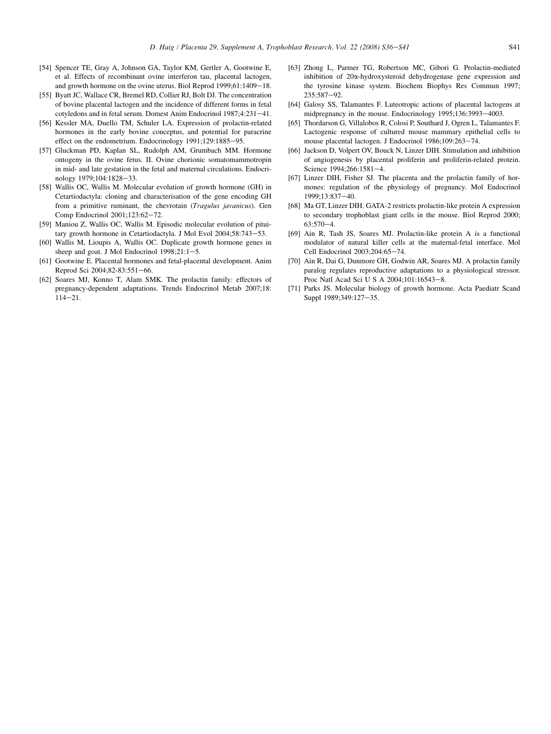[54] Spencer TE, Gray A, Johnson GA, Taylor KM, Gertler A, Gootwine E, et al. Effects of recombinant ovine interferon tau, placental lactogen, and growth hormone on the ovine uterus. Biol Reprod 1999;61:1409–18.

[55] Byatt JC, Wallace CR, Bremel RD, Collier RJ, Bolt DJ. The concentration of bovine placental lactogen and the incidence of different forms in fetal cotyledons and in fetal serum. Domest Anim Endocrinol 1987;4:231–41.

[56] Kessler MA, Duello TM, Schuler LA. Expression of prolactin-related hormones in the early bovine conceptus, and potential for paracrine effect on the endometrium. Endocrinology 1991;129:1885–95.

[57] Gluckman PD, Kaplan SL, Rudolph AM, Grumbach MM. Hormone ontogeny in the ovine fetus. II. Ovine chorionic somatomammotropin in mid- and late gestation in the fetal and maternal circulations. Endocrinology 1979;104:1828–33.

[58] Wallis OC, Wallis M. Molecular evolution of growth hormone (GH) in Cetartiodactyla: cloning and characterisation of the gene encoding GH from a primitive ruminant, the chevrotain (*Tragulus javanicus*). Gen Comp Endocrinol 2001;123:62–72.

[59] Maniou Z, Wallis OC, Wallis M. Episodic molecular evolution of pituitary growth hormone in Cetartiodactyla. J Mol Evol 2004;58:743–53.

[60] Wallis M, Lioupis A, Wallis OC. Duplicate growth hormone genes in sheep and goat. J Mol Endocrinol 1998;21:1–5.

[61] Gootwine E. Placental hormones and fetal-placental development. Anim Reprod Sci 2004;82-83:551–66.

[62] Soares MJ, Konno T, Alam SMK. The prolactin family: effectors of pregnancy-dependent adaptations. Trends Endocrinol Metab 2007;18: 114–21.

[63] Zhong L, Parmer TG, Robertson MC, Gibori G. Prolactin-mediated inhibition of 20α-hydroxysteroid dehydrogenase gene expression and the tyrosine kinase system. Biochem Biophys Res Commun 1997; 235:587–92.

[64] Galosy SS, Talamantes F. Luteotropic actions of placental lactogens at midpregnancy in the mouse. Endocrinology 1995;136:3993–4003.

[65] Thordarson G, Villalobos R, Colosi P, Southard J, Ogren L, Talamantes F. Lactogenic response of cultured mouse mammary epithelial cells to mouse placental lactogen. J Endocrinol 1986;109:263–74.

[66] Jackson D, Volpert OV, Bouck N, Linzer DIH. Stimulation and inhibition of angiogenesis by placental proliferin and proliferin-related protein. Science 1994;266:1581–4.

[67] Linzer DIH, Fisher SJ. The placenta and the prolactin family of hormones: regulation of the physiology of pregnancy. Mol Endocrinol 1999;13:837–40.

[68] Ma GT, Linzer DIH. GATA-2 restricts prolactin-like protein A expression to secondary trophoblast giant cells in the mouse. Biol Reprod 2000; 63:570–4.

[69] Ain R, Tash JS, Soares MJ. Prolactin-like protein A is a functional modulator of natural killer cells at the maternal-fetal interface. Mol Cell Endocrinol 2003;204:65–74.

[70] Ain R, Dai G, Dunmore GH, Godwin AR, Soares MJ. A prolactin family paralog regulates reproductive adaptations to a physiological stressor. Proc Natl Acad Sci U S A 2004;101:16543–8.

[71] Parks JS. Molecular biology of growth hormone. Acta Paediatr Scand Suppl 1989;349:127–35.